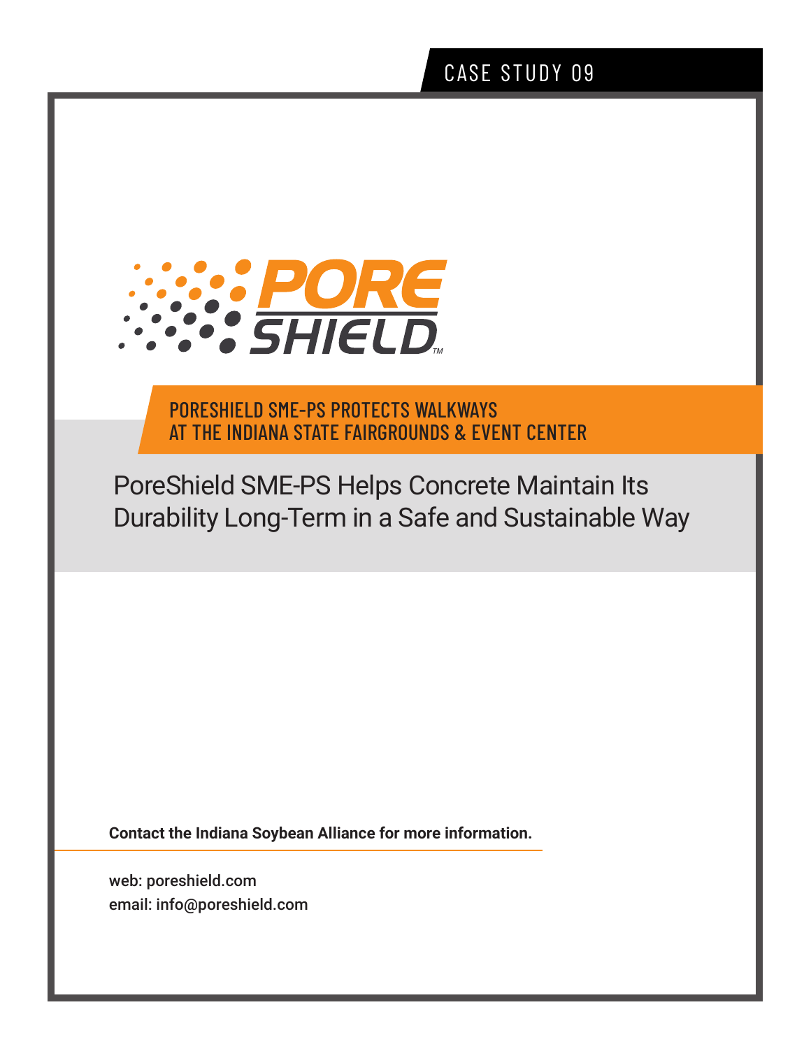CASE STUDY 09

PORE SHIELD™

# PORESHIELD SME-PS PROTECTS WALKWAYS AT THE INDIANA STATE FAIRGROUNDS & EVENT CENTER

## PoreShield SME-PS Helps Concrete Maintain Its Durability Long-Term in a Safe and Sustainable Way

**Contact the Indiana Soybean Alliance for more information.**

web: poreshield.com
email: info@poreshield.com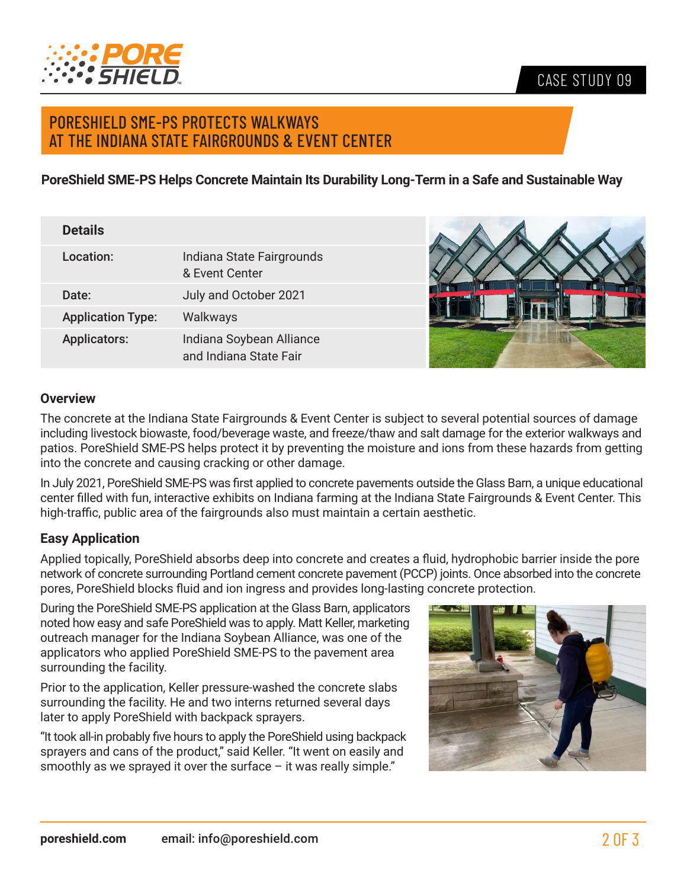CASE STUDY 09

# PORESHIELD SME-PS PROTECTS WALKWAYS AT THE INDIANA STATE FAIRGROUNDS & EVENT CENTER

**PoreShield SME-PS Helps Concrete Maintain Its Durability Long-Term in a Safe and Sustainable Way**

| Details | |
|---|---|
| Location: | Indiana State Fairgrounds & Event Center |
| Date: | July and October 2021 |
| Application Type: | Walkways |
| Applicators: | Indiana Soybean Alliance and Indiana State Fair |

## Overview

The concrete at the Indiana State Fairgrounds & Event Center is subject to several potential sources of damage including livestock biowaste, food/beverage waste, and freeze/thaw and salt damage for the exterior walkways and patios. PoreShield SME-PS helps protect it by preventing the moisture and ions from these hazards from getting into the concrete and causing cracking or other damage.

In July 2021, PoreShield SME-PS was first applied to concrete pavements outside the Glass Barn, a unique educational center filled with fun, interactive exhibits on Indiana farming at the Indiana State Fairgrounds & Event Center. This high-traffic, public area of the fairgrounds also must maintain a certain aesthetic.

## Easy Application

Applied topically, PoreShield absorbs deep into concrete and creates a fluid, hydrophobic barrier inside the pore network of concrete surrounding Portland cement concrete pavement (PCCP) joints. Once absorbed into the concrete pores, PoreShield blocks fluid and ion ingress and provides long-lasting concrete protection.

During the PoreShield SME-PS application at the Glass Barn, applicators noted how easy and safe PoreShield was to apply. Matt Keller, marketing outreach manager for the Indiana Soybean Alliance, was one of the applicators who applied PoreShield SME-PS to the pavement area surrounding the facility.

Prior to the application, Keller pressure-washed the concrete slabs surrounding the facility. He and two interns returned several days later to apply PoreShield with backpack sprayers.

"It took all-in probably five hours to apply the PoreShield using backpack sprayers and cans of the product," said Keller. "It went on easily and smoothly as we sprayed it over the surface – it was really simple."

**poreshield.com** email: info@poreshield.com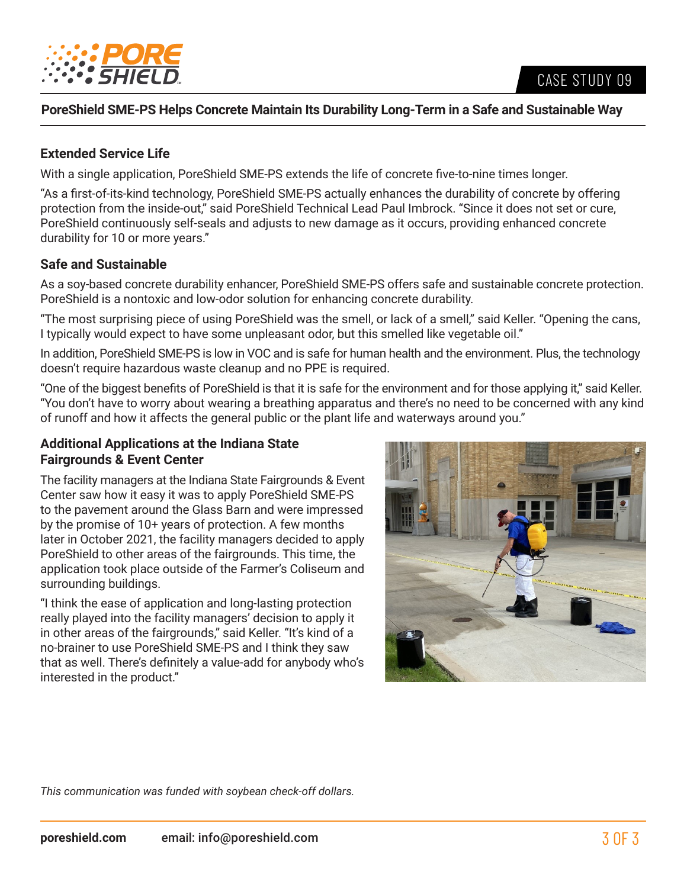# PoreShield SME-PS Helps Concrete Maintain Its Durability Long-Term in a Safe and Sustainable Way

## Extended Service Life

With a single application, PoreShield SME-PS extends the life of concrete five-to-nine times longer.

"As a first-of-its-kind technology, PoreShield SME-PS actually enhances the durability of concrete by offering protection from the inside-out," said PoreShield Technical Lead Paul Imbrock. "Since it does not set or cure, PoreShield continuously self-seals and adjusts to new damage as it occurs, providing enhanced concrete durability for 10 or more years."

## Safe and Sustainable

As a soy-based concrete durability enhancer, PoreShield SME-PS offers safe and sustainable concrete protection. PoreShield is a nontoxic and low-odor solution for enhancing concrete durability.

"The most surprising piece of using PoreShield was the smell, or lack of a smell," said Keller. "Opening the cans, I typically would expect to have some unpleasant odor, but this smelled like vegetable oil."

In addition, PoreShield SME-PS is low in VOC and is safe for human health and the environment. Plus, the technology doesn't require hazardous waste cleanup and no PPE is required.

"One of the biggest benefits of PoreShield is that it is safe for the environment and for those applying it," said Keller. "You don't have to worry about wearing a breathing apparatus and there's no need to be concerned with any kind of runoff and how it affects the general public or the plant life and waterways around you."

## Additional Applications at the Indiana State Fairgrounds & Event Center

The facility managers at the Indiana State Fairgrounds & Event Center saw how it easy it was to apply PoreShield SME-PS to the pavement around the Glass Barn and were impressed by the promise of 10+ years of protection. A few months later in October 2021, the facility managers decided to apply PoreShield to other areas of the fairgrounds. This time, the application took place outside of the Farmer's Coliseum and surrounding buildings.

"I think the ease of application and long-lasting protection really played into the facility managers' decision to apply it in other areas of the fairgrounds," said Keller. "It's kind of a no-brainer to use PoreShield SME-PS and I think they saw that as well. There's definitely a value-add for anybody who's interested in the product."

*This communication was funded with soybean check-off dollars.*

poreshield.com email: info@poreshield.com